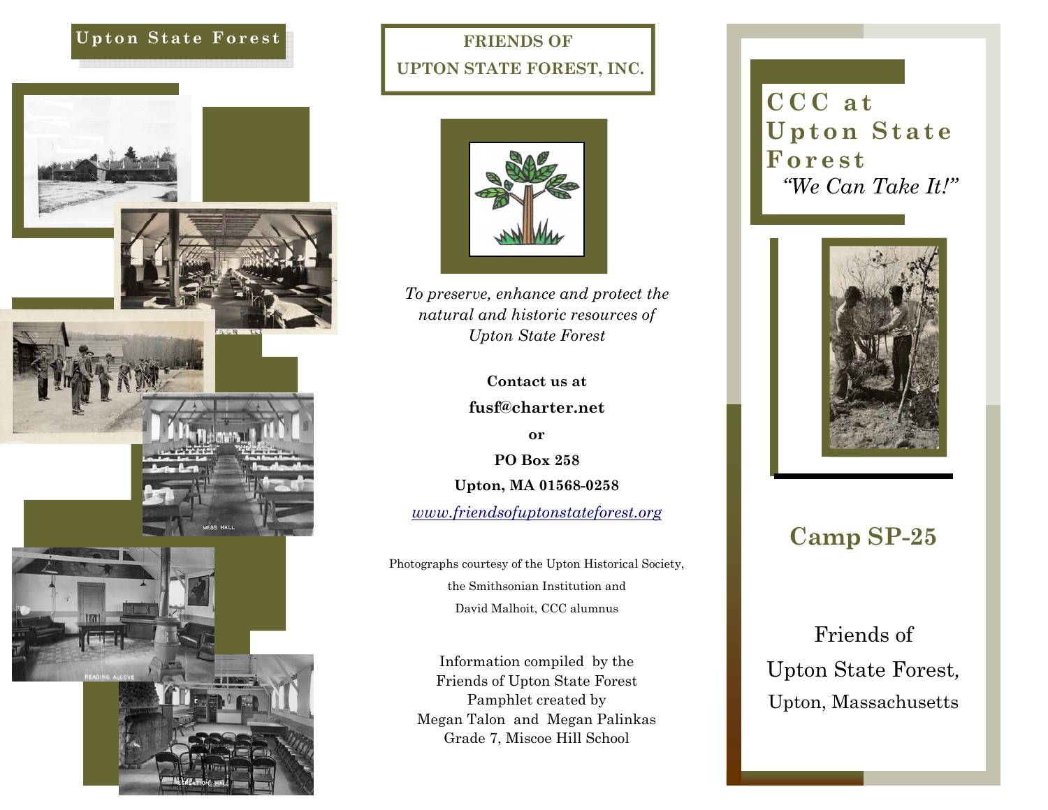Upton State Forest

## FRIENDS OF UPTON STATE FOREST, INC.

*To preserve, enhance and protect the natural and historic resources of Upton State Forest*

**Contact us at**

**fusf@charter.net**

**or**

**PO Box 258**

**Upton, MA 01568-0258**

*www.friendsofuptonstateforest.org*

Photographs courtesy of the Upton Historical Society, the Smithsonian Institution and David Malhoit, CCC alumnus

Information compiled by the Friends of Upton State Forest
Pamphlet created by
Megan Talon and Megan Palinkas
Grade 7, Miscoe Hill School

# CCC at Upton State Forest

*"We Can Take It!"*

## Camp SP-25

Friends of
Upton State Forest,
Upton, Massachusetts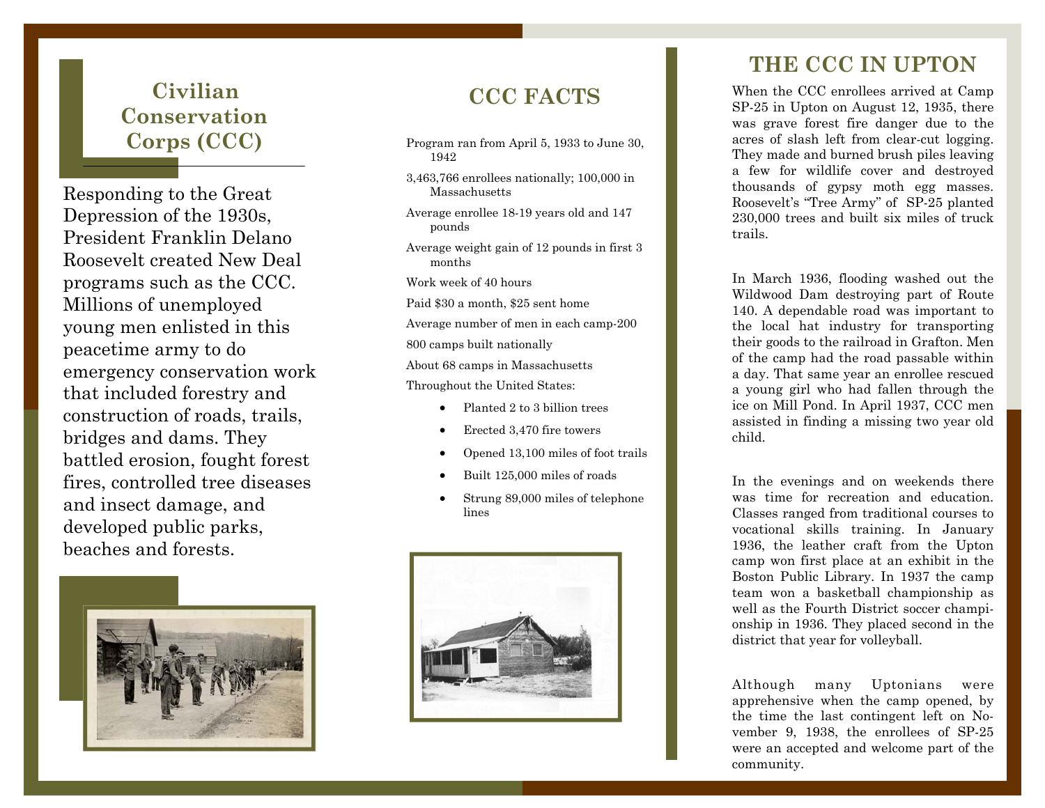## Civilian Conservation Corps (CCC)

Responding to the Great Depression of the 1930s, President Franklin Delano Roosevelt created New Deal programs such as the CCC. Millions of unemployed young men enlisted in this peacetime army to do emergency conservation work that included forestry and construction of roads, trails, bridges and dams. They battled erosion, fought forest fires, controlled tree diseases and insect damage, and developed public parks, beaches and forests.

## CCC FACTS

Program ran from April 5, 1933 to June 30, 1942

3,463,766 enrollees nationally; 100,000 in Massachusetts

Average enrollee 18-19 years old and 147 pounds

Average weight gain of 12 pounds in first 3 months

Work week of 40 hours

Paid $30 a month, $25 sent home

Average number of men in each camp-200

800 camps built nationally

About 68 camps in Massachusetts

Throughout the United States:

- Planted 2 to 3 billion trees
- Erected 3,470 fire towers
- Opened 13,100 miles of foot trails
- Built 125,000 miles of roads
- Strung 89,000 miles of telephone lines

## THE CCC IN UPTON

When the CCC enrollees arrived at Camp SP-25 in Upton on August 12, 1935, there was grave forest fire danger due to the acres of slash left from clear-cut logging. They made and burned brush piles leaving a few for wildlife cover and destroyed thousands of gypsy moth egg masses. Roosevelt's "Tree Army" of SP-25 planted 230,000 trees and built six miles of truck trails.

In March 1936, flooding washed out the Wildwood Dam destroying part of Route 140. A dependable road was important to the local hat industry for transporting their goods to the railroad in Grafton. Men of the camp had the road passable within a day. That same year an enrollee rescued a young girl who had fallen through the ice on Mill Pond. In April 1937, CCC men assisted in finding a missing two year old child.

In the evenings and on weekends there was time for recreation and education. Classes ranged from traditional courses to vocational skills training. In January 1936, the leather craft from the Upton camp won first place at an exhibit in the Boston Public Library. In 1937 the camp team won a basketball championship as well as the Fourth District soccer championship in 1936. They placed second in the district that year for volleyball.

Although many Uptonians were apprehensive when the camp opened, by the time the last contingent left on November 9, 1938, the enrollees of SP-25 were an accepted and welcome part of the community.